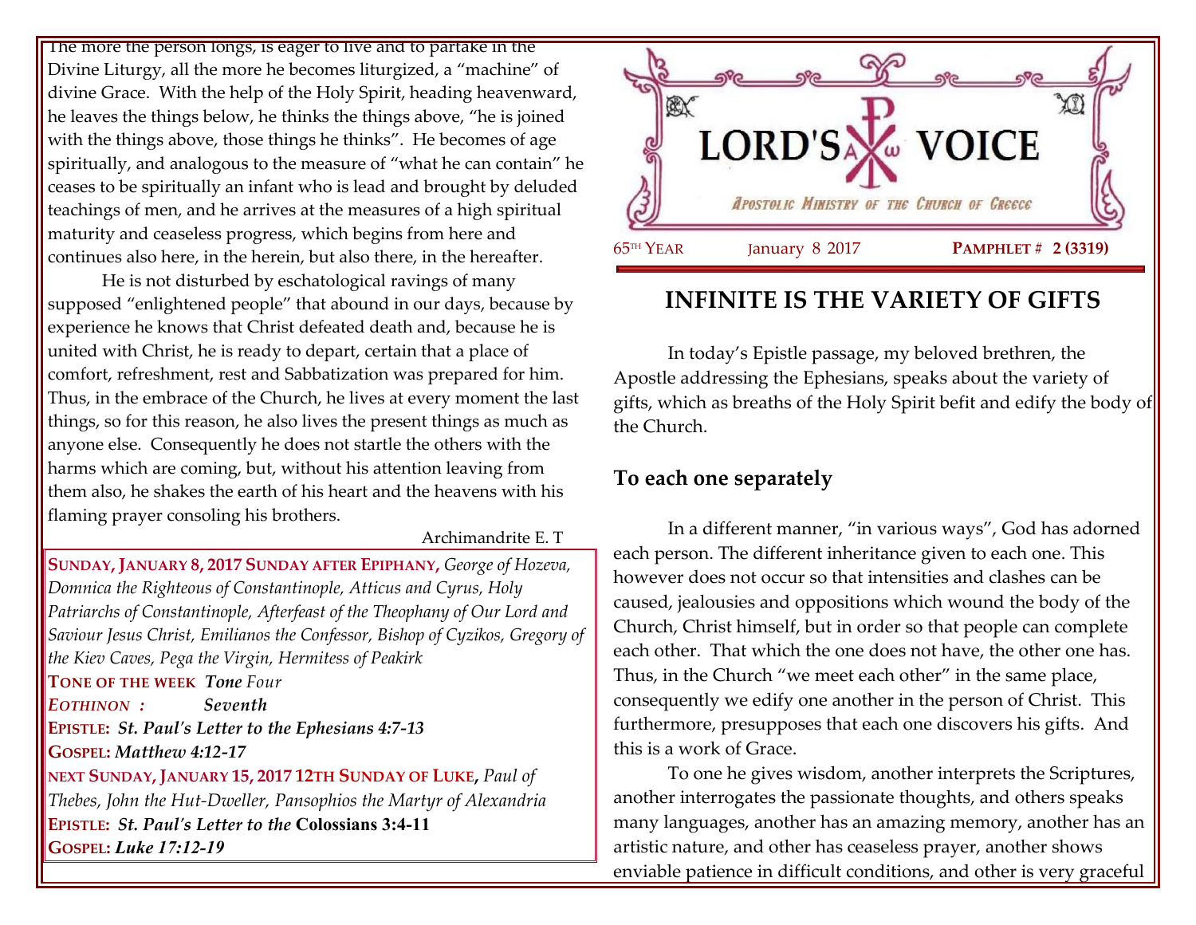The more the person longs, is eager to live and to partake in the Divine Liturgy, all the more he becomes liturgized, a "machine" of divine Grace. With the help of the Holy Spirit, heading heavenward, he leaves the things below, he thinks the things above, "he is joined with the things above, those things he thinks". He becomes of age spiritually, and analogous to the measure of "what he can contain" he ceases to be spiritually an infant who is lead and brought by deluded teachings of men, and he arrives at the measures of a high spiritual maturity and ceaseless progress, which begins from here and continues also here, in the herein, but also there, in the hereafter.

He is not disturbed by eschatological ravings of many supposed "enlightened people" that abound in our days, because by experience he knows that Christ defeated death and, because he is united with Christ, he is ready to depart, certain that a place of comfort, refreshment, rest and Sabbatization was prepared for him. Thus, in the embrace of the Church, he lives at every moment the last things, so for this reason, he also lives the present things as much as anyone else. Consequently he does not startle the others with the harms which are coming, but, without his attention leaving from them also, he shakes the earth of his heart and the heavens with his flaming prayer consoling his brothers.

Archimandrite E. T

**SUNDAY, JANUARY 8, 2017 SUNDAY AFTER EPIPHANY,** *George of Hozeva, Domnica the Righteous of Constantinople, Atticus and Cyrus, Holy Patriarchs of Constantinople, Afterfeast of the Theophany of Our Lord and Saviour Jesus Christ, Emilianos the Confessor, Bishop of Cyzikos, Gregory of the Kiev Caves, Pega the Virgin, Hermitess of Peakirk*

**TONE OF THE WEEK** ***Tone*** *Four*

***EOTHINON :*** ***Seventh***

**EPISTLE:** ***St. Paul's Letter to the Ephesians 4:7-13***

**GOSPEL:** ***Matthew 4:12-17***

**NEXT SUNDAY, JANUARY 15, 2017 12TH SUNDAY OF LUKE,** *Paul of Thebes, John the Hut-Dweller, Pansophios the Martyr of Alexandria*

**EPISTLE:** ***St. Paul's Letter to the*** **Colossians 3:4-11**

**GOSPEL:** ***Luke 17:12-19***

# LORD'S VOICE

*APOSTOLIC MINISTRY OF THE CHURCH OF GREECE*

65TH YEAR January 8 2017 **PAMPHLET # 2 (3319)**

## INFINITE IS THE VARIETY OF GIFTS

In today's Epistle passage, my beloved brethren, the Apostle addressing the Ephesians, speaks about the variety of gifts, which as breaths of the Holy Spirit befit and edify the body of the Church.

### To each one separately

In a different manner, "in various ways", God has adorned each person. The different inheritance given to each one. This however does not occur so that intensities and clashes can be caused, jealousies and oppositions which wound the body of the Church, Christ himself, but in order so that people can complete each other. That which the one does not have, the other one has. Thus, in the Church "we meet each other" in the same place, consequently we edify one another in the person of Christ. This furthermore, presupposes that each one discovers his gifts. And this is a work of Grace.

To one he gives wisdom, another interprets the Scriptures, another interrogates the passionate thoughts, and others speaks many languages, another has an amazing memory, another has an artistic nature, and other has ceaseless prayer, another shows enviable patience in difficult conditions, and other is very graceful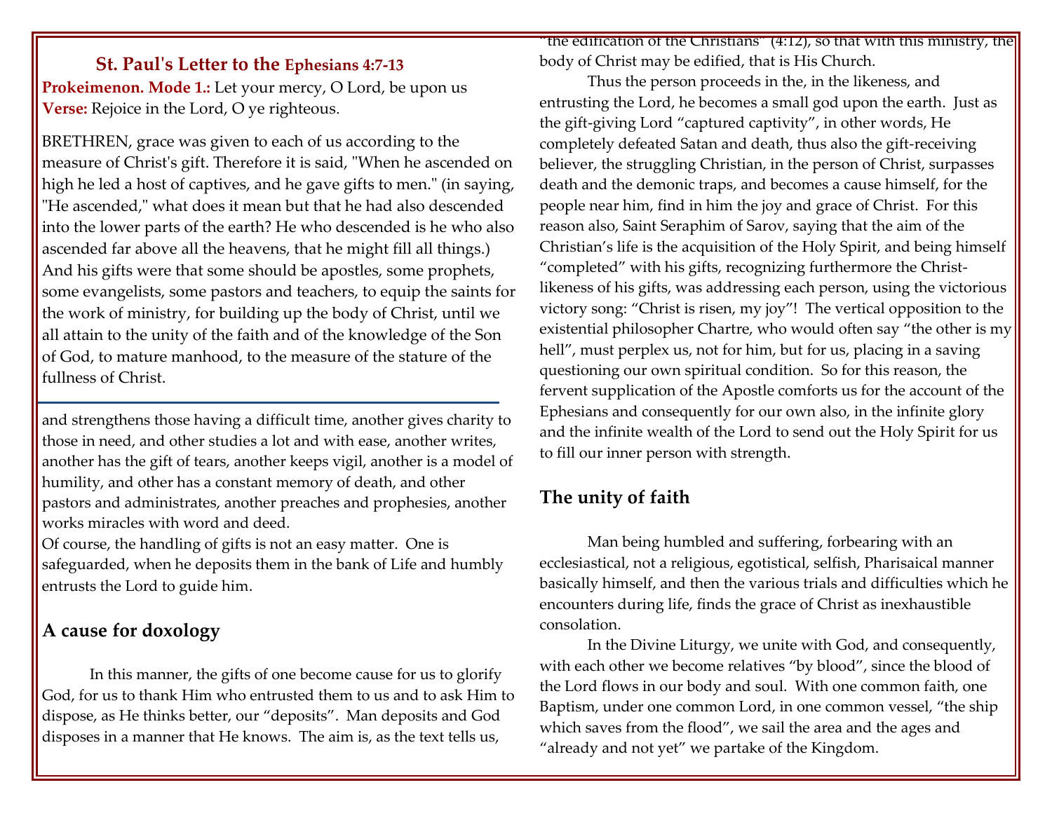## St. Paul's Letter to the Ephesians 4:7-13

**Prokeimenon. Mode 1.:** Let your mercy, O Lord, be upon us
**Verse:** Rejoice in the Lord, O ye righteous.

BRETHREN, grace was given to each of us according to the measure of Christ's gift. Therefore it is said, "When he ascended on high he led a host of captives, and he gave gifts to men." (in saying, "He ascended," what does it mean but that he had also descended into the lower parts of the earth? He who descended is he who also ascended far above all the heavens, that he might fill all things.) And his gifts were that some should be apostles, some prophets, some evangelists, some pastors and teachers, to equip the saints for the work of ministry, for building up the body of Christ, until we all attain to the unity of the faith and of the knowledge of the Son of God, to mature manhood, to the measure of the stature of the fullness of Christ.

---

and strengthens those having a difficult time, another gives charity to those in need, and other studies a lot and with ease, another writes, another has the gift of tears, another keeps vigil, another is a model of humility, and other has a constant memory of death, and other pastors and administrates, another preaches and prophesies, another works miracles with word and deed.

Of course, the handling of gifts is not an easy matter. One is safeguarded, when he deposits them in the bank of Life and humbly entrusts the Lord to guide him.

### A cause for doxology

In this manner, the gifts of one become cause for us to glorify God, for us to thank Him who entrusted them to us and to ask Him to dispose, as He thinks better, our "deposits". Man deposits and God disposes in a manner that He knows. The aim is, as the text tells us, "the edification of the Christians" (4:12), so that with this ministry, the body of Christ may be edified, that is His Church.

Thus the person proceeds in the, in the likeness, and entrusting the Lord, he becomes a small god upon the earth. Just as the gift-giving Lord "captured captivity", in other words, He completely defeated Satan and death, thus also the gift-receiving believer, the struggling Christian, in the person of Christ, surpasses death and the demonic traps, and becomes a cause himself, for the people near him, find in him the joy and grace of Christ. For this reason also, Saint Seraphim of Sarov, saying that the aim of the Christian's life is the acquisition of the Holy Spirit, and being himself "completed" with his gifts, recognizing furthermore the Christ-likeness of his gifts, was addressing each person, using the victorious victory song: "Christ is risen, my joy"! The vertical opposition to the existential philosopher Chartre, who would often say "the other is my hell", must perplex us, not for him, but for us, placing in a saving questioning our own spiritual condition. So for this reason, the fervent supplication of the Apostle comforts us for the account of the Ephesians and consequently for our own also, in the infinite glory and the infinite wealth of the Lord to send out the Holy Spirit for us to fill our inner person with strength.

### The unity of faith

Man being humbled and suffering, forbearing with an ecclesiastical, not a religious, egotistical, selfish, Pharisaical manner basically himself, and then the various trials and difficulties which he encounters during life, finds the grace of Christ as inexhaustible consolation.

In the Divine Liturgy, we unite with God, and consequently, with each other we become relatives "by blood", since the blood of the Lord flows in our body and soul. With one common faith, one Baptism, under one common Lord, in one common vessel, "the ship which saves from the flood", we sail the area and the ages and "already and not yet" we partake of the Kingdom.